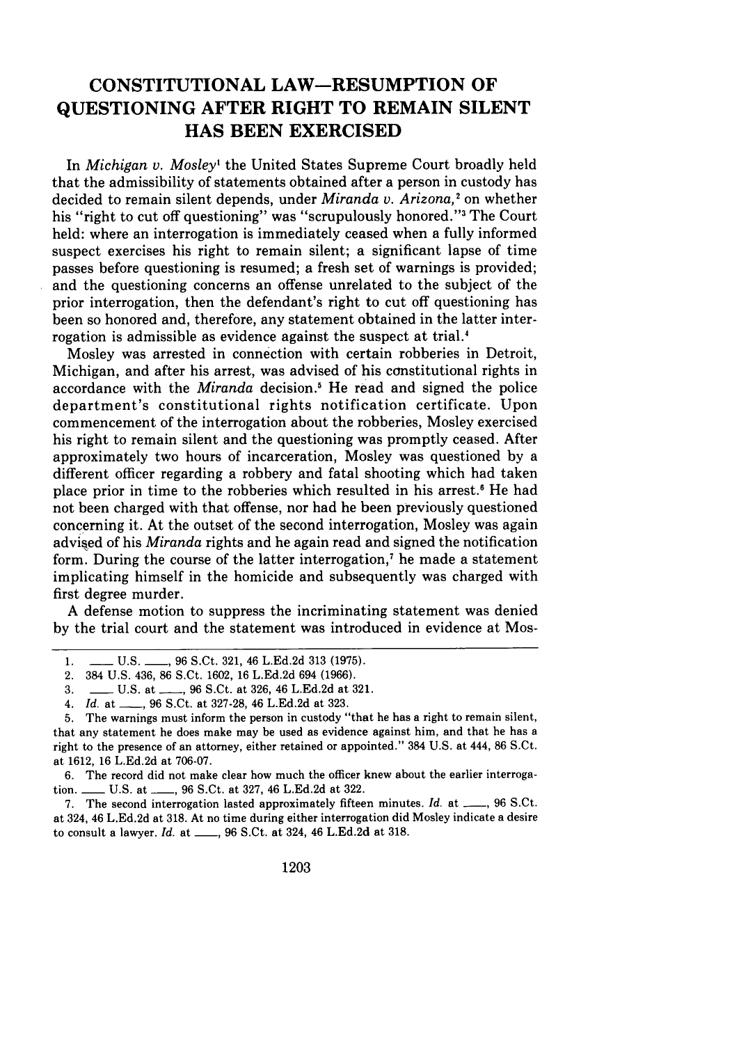# CONSTITUTIONAL LAW—RESUMPTION OF QUESTIONING AFTER RIGHT TO REMAIN SILENT HAS BEEN EXERCISED

In *Michigan v. Mosley*[1] the United States Supreme Court broadly held that the admissibility of statements obtained after a person in custody has decided to remain silent depends, under *Miranda v. Arizona*,[2] on whether his "right to cut off questioning" was "scrupulously honored."[3] The Court held: where an interrogation is immediately ceased when a fully informed suspect exercises his right to remain silent; a significant lapse of time passes before questioning is resumed; a fresh set of warnings is provided; and the questioning concerns an offense unrelated to the subject of the prior interrogation, then the defendant's right to cut off questioning has been so honored and, therefore, any statement obtained in the latter interrogation is admissible as evidence against the suspect at trial.[4]

Mosley was arrested in connection with certain robberies in Detroit, Michigan, and after his arrest, was advised of his constitutional rights in accordance with the *Miranda* decision.[5] He read and signed the police department's constitutional rights notification certificate. Upon commencement of the interrogation about the robberies, Mosley exercised his right to remain silent and the questioning was promptly ceased. After approximately two hours of incarceration, Mosley was questioned by a different officer regarding a robbery and fatal shooting which had taken place prior in time to the robberies which resulted in his arrest.[6] He had not been charged with that offense, nor had he been previously questioned concerning it. At the outset of the second interrogation, Mosley was again advised of his *Miranda* rights and he again read and signed the notification form. During the course of the latter interrogation,[7] he made a statement implicating himself in the homicide and subsequently was charged with first degree murder.

A defense motion to suppress the incriminating statement was denied by the trial court and the statement was introduced in evidence at Mos-

---

1. ___ U.S. ___, 96 S.Ct. 321, 46 L.Ed.2d 313 (1975).
2. 384 U.S. 436, 86 S.Ct. 1602, 16 L.Ed.2d 694 (1966).
3. ___ U.S. at ___, 96 S.Ct. at 326, 46 L.Ed.2d at 321.
4. *Id.* at ___, 96 S.Ct. at 327-28, 46 L.Ed.2d at 323.
5. The warnings must inform the person in custody "that he has a right to remain silent, that any statement he does make may be used as evidence against him, and that he has a right to the presence of an attorney, either retained or appointed." 384 U.S. at 444, 86 S.Ct. at 1612, 16 L.Ed.2d at 706-07.
6. The record did not make clear how much the officer knew about the earlier interrogation. ___ U.S. at ___, 96 S.Ct. at 327, 46 L.Ed.2d at 322.
7. The second interrogation lasted approximately fifteen minutes. *Id.* at ___, 96 S.Ct. at 324, 46 L.Ed.2d at 318. At no time during either interrogation did Mosley indicate a desire to consult a lawyer. *Id.* at ___, 96 S.Ct. at 324, 46 L.Ed.2d at 318.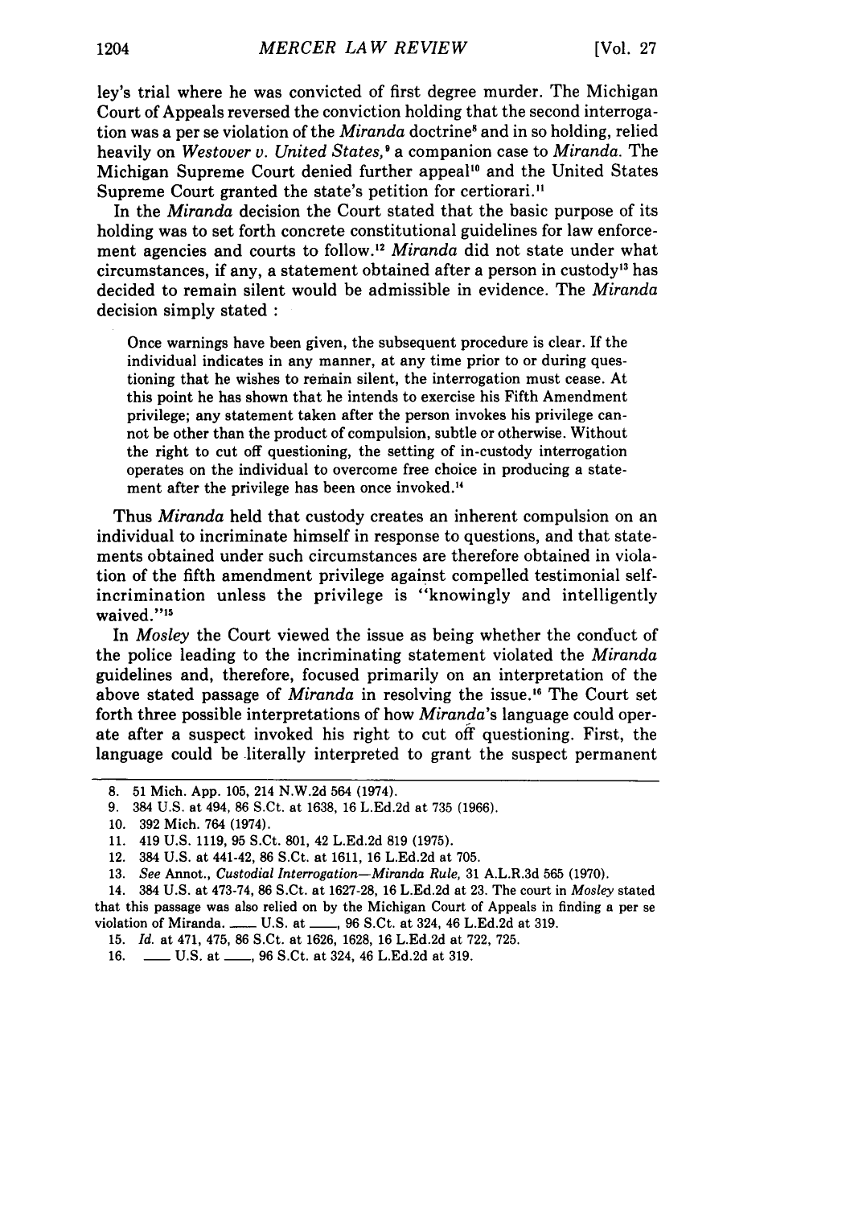ley's trial where he was convicted of first degree murder. The Michigan Court of Appeals reversed the conviction holding that the second interrogation was a per se violation of the *Miranda* doctrine[8] and in so holding, relied heavily on *Westover v. United States,*[9] a companion case to *Miranda*. The Michigan Supreme Court denied further appeal[10] and the United States Supreme Court granted the state's petition for certiorari.[11]

In the *Miranda* decision the Court stated that the basic purpose of its holding was to set forth concrete constitutional guidelines for law enforcement agencies and courts to follow.[12] *Miranda* did not state under what circumstances, if any, a statement obtained after a person in custody[13] has decided to remain silent would be admissible in evidence. The *Miranda* decision simply stated :

> Once warnings have been given, the subsequent procedure is clear. If the individual indicates in any manner, at any time prior to or during questioning that he wishes to remain silent, the interrogation must cease. At this point he has shown that he intends to exercise his Fifth Amendment privilege; any statement taken after the person invokes his privilege cannot be other than the product of compulsion, subtle or otherwise. Without the right to cut off questioning, the setting of in-custody interrogation operates on the individual to overcome free choice in producing a statement after the privilege has been once invoked.[14]

Thus *Miranda* held that custody creates an inherent compulsion on an individual to incriminate himself in response to questions, and that statements obtained under such circumstances are therefore obtained in violation of the fifth amendment privilege against compelled testimonial self-incrimination unless the privilege is "knowingly and intelligently waived."[15]

In *Mosley* the Court viewed the issue as being whether the conduct of the police leading to the incriminating statement violated the *Miranda* guidelines and, therefore, focused primarily on an interpretation of the above stated passage of *Miranda* in resolving the issue.[16] The Court set forth three possible interpretations of how *Miranda*'s language could operate after a suspect invoked his right to cut off questioning. First, the language could be literally interpreted to grant the suspect permanent

---

8. 51 Mich. App. 105, 214 N.W.2d 564 (1974).
9. 384 U.S. at 494, 86 S.Ct. at 1638, 16 L.Ed.2d at 735 (1966).
10. 392 Mich. 764 (1974).
11. 419 U.S. 1119, 95 S.Ct. 801, 42 L.Ed.2d 819 (1975).
12. 384 U.S. at 441-42, 86 S.Ct. at 1611, 16 L.Ed.2d at 705.
13. *See* Annot., *Custodial Interrogation—Miranda Rule,* 31 A.L.R.3d 565 (1970).
14. 384 U.S. at 473-74, 86 S.Ct. at 1627-28, 16 L.Ed.2d at 23. The court in *Mosley* stated that this passage was also relied on by the Michigan Court of Appeals in finding a per se violation of Miranda. ___ U.S. at ___, 96 S.Ct. at 324, 46 L.Ed.2d at 319.
15. *Id.* at 471, 475, 86 S.Ct. at 1626, 1628, 16 L.Ed.2d at 722, 725.
16. ___ U.S. at ___, 96 S.Ct. at 324, 46 L.Ed.2d at 319.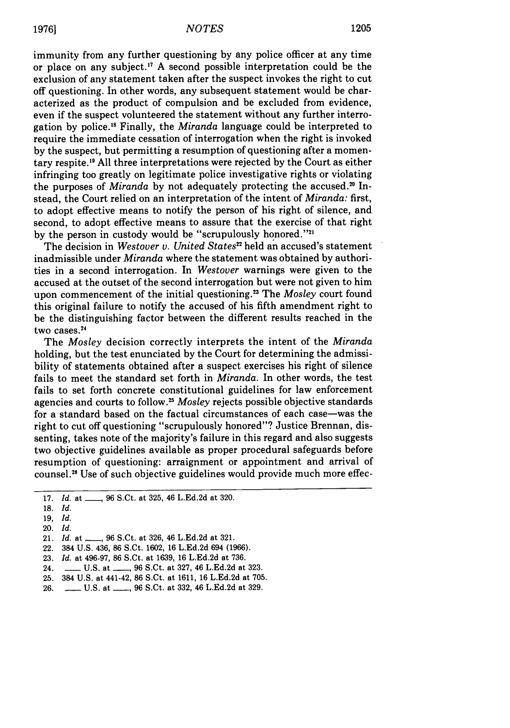immunity from any further questioning by any police officer at any time or place on any subject.[17] A second possible interpretation could be the exclusion of any statement taken after the suspect invokes the right to cut off questioning. In other words, any subsequent statement would be characterized as the product of compulsion and be excluded from evidence, even if the suspect volunteered the statement without any further interrogation by police.[18] Finally, the *Miranda* language could be interpreted to require the immediate cessation of interrogation when the right is invoked by the suspect, but permitting a resumption of questioning after a momentary respite.[19] All three interpretations were rejected by the Court as either infringing too greatly on legitimate police investigative rights or violating the purposes of *Miranda* by not adequately protecting the accused.[20] Instead, the Court relied on an interpretation of the intent of *Miranda:* first, to adopt effective means to notify the person of his right of silence, and second, to adopt effective means to assure that the exercise of that right by the person in custody would be "scrupulously honored."[21]

The decision in *Westover v. United States*[22] held an accused's statement inadmissible under *Miranda* where the statement was obtained by authorities in a second interrogation. In *Westover* warnings were given to the accused at the outset of the second interrogation but were not given to him upon commencement of the initial questioning.[23] The *Mosley* court found this original failure to notify the accused of his fifth amendment right to be the distinguishing factor between the different results reached in the two cases.[24]

The *Mosley* decision correctly interprets the intent of the *Miranda* holding, but the test enunciated by the Court for determining the admissibility of statements obtained after a suspect exercises his right of silence fails to meet the standard set forth in *Miranda*. In other words, the test fails to set forth concrete constitutional guidelines for law enforcement agencies and courts to follow.[25] *Mosley* rejects possible objective standards for a standard based on the factual circumstances of each case—was the right to cut off questioning "scrupulously honored"? Justice Brennan, dissenting, takes note of the majority's failure in this regard and also suggests two objective guidelines available as proper procedural safeguards before resumption of questioning: arraignment or appointment and arrival of counsel.[26] Use of such objective guidelines would provide much more effec-

---

17. *Id.* at \_\_\_, 96 S.Ct. at 325, 46 L.Ed.2d at 320.
18. *Id.*
19. *Id.*
20. *Id.*
21. *Id.* at \_\_\_, 96 S.Ct. at 326, 46 L.Ed.2d at 321.
22. 384 U.S. 436, 86 S.Ct. 1602, 16 L.Ed.2d 694 (1966).
23. *Id.* at 496-97, 86 S.Ct. at 1639, 16 L.Ed.2d at 736.
24. \_\_\_ U.S. at \_\_\_, 96 S.Ct. at 327, 46 L.Ed.2d at 323.
25. 384 U.S. at 441-42, 86 S.Ct. at 1611, 16 L.Ed.2d at 705.
26. \_\_\_ U.S. at \_\_\_, 96 S.Ct. at 332, 46 L.Ed.2d at 329.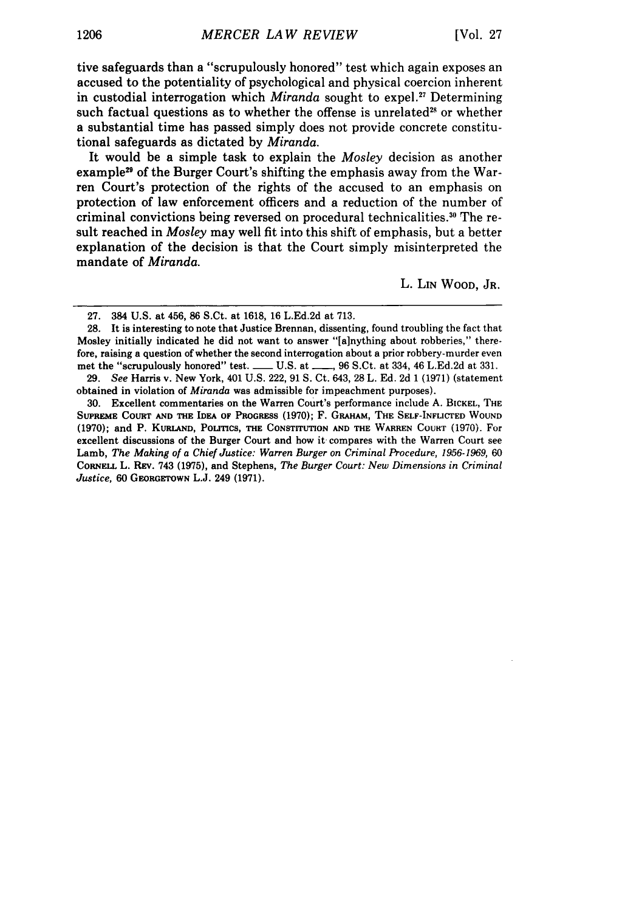tive safeguards than a "scrupulously honored" test which again exposes an accused to the potentiality of psychological and physical coercion inherent in custodial interrogation which *Miranda* sought to expel.[27] Determining such factual questions as to whether the offense is unrelated[28] or whether a substantial time has passed simply does not provide concrete constitutional safeguards as dictated by *Miranda*.

It would be a simple task to explain the *Mosley* decision as another example[29] of the Burger Court's shifting the emphasis away from the Warren Court's protection of the rights of the accused to an emphasis on protection of law enforcement officers and a reduction of the number of criminal convictions being reversed on procedural technicalities.[30] The result reached in *Mosley* may well fit into this shift of emphasis, but a better explanation of the decision is that the Court simply misinterpreted the mandate of *Miranda*.

L. LIN WOOD, JR.

---

27. 384 U.S. at 456, 86 S.Ct. at 1618, 16 L.Ed.2d at 713.

28. It is interesting to note that Justice Brennan, dissenting, found troubling the fact that Mosley initially indicated he did not want to answer "[a]nything about robberies," therefore, raising a question of whether the second interrogation about a prior robbery-murder even met the "scrupulously honored" test. ___ U.S. at ___, 96 S.Ct. at 334, 46 L.Ed.2d at 331.

29. *See* Harris v. New York, 401 U.S. 222, 91 S. Ct. 643, 28 L. Ed. 2d 1 (1971) (statement obtained in violation of *Miranda* was admissible for impeachment purposes).

30. Excellent commentaries on the Warren Court's performance include A. BICKEL, THE SUPREME COURT AND THE IDEA OF PROGRESS (1970); F. GRAHAM, THE SELF-INFLICTED WOUND (1970); and P. KURLAND, POLITICS, THE CONSTITUTION AND THE WARREN COURT (1970). For excellent discussions of the Burger Court and how it compares with the Warren Court see Lamb, *The Making of a Chief Justice: Warren Burger on Criminal Procedure, 1956-1969*, 60 CORNELL L. REV. 743 (1975), and Stephens, *The Burger Court: New Dimensions in Criminal Justice*, 60 GEORGETOWN L.J. 249 (1971).